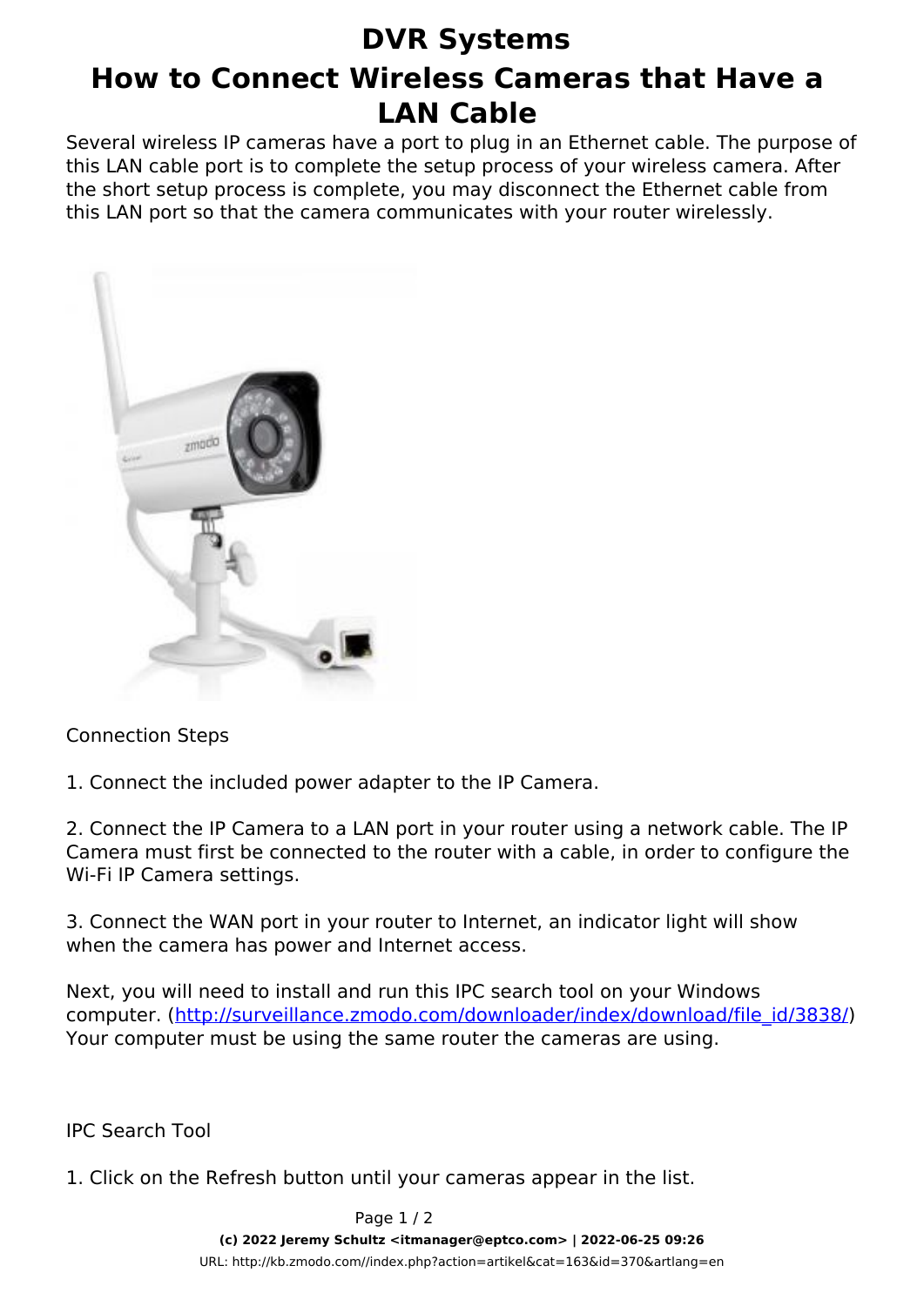# DVR Systems

# How to Connect Wireless Cameras that Have a LAN Cable

Several wireless IP cameras have a port to plug in an Ethernet cable. The purpose of this LAN cable port is to complete the setup process of your wireless camera. After the short setup process is complete, you may disconnect the Ethernet cable from this LAN port so that the camera communicates with your router wirelessly.

Connection Steps

1. Connect the included power adapter to the IP Camera.

2. Connect the IP Camera to a LAN port in your router using a network cable. The IP Camera must first be connected to the router with a cable, in order to configure the Wi-Fi IP Camera settings.

3. Connect the WAN port in your router to Internet, an indicator light will show when the camera has power and Internet access.

Next, you will need to install and run this IPC search tool on your Windows computer. ([http://surveillance.zmodo.com/downloader/index/download/file_id/3838/](http://surveillance.zmodo.com/downloader/index/download/file_id/3838/)) Your computer must be using the same router the cameras are using.

IPC Search Tool

1. Click on the Refresh button until your cameras appear in the list.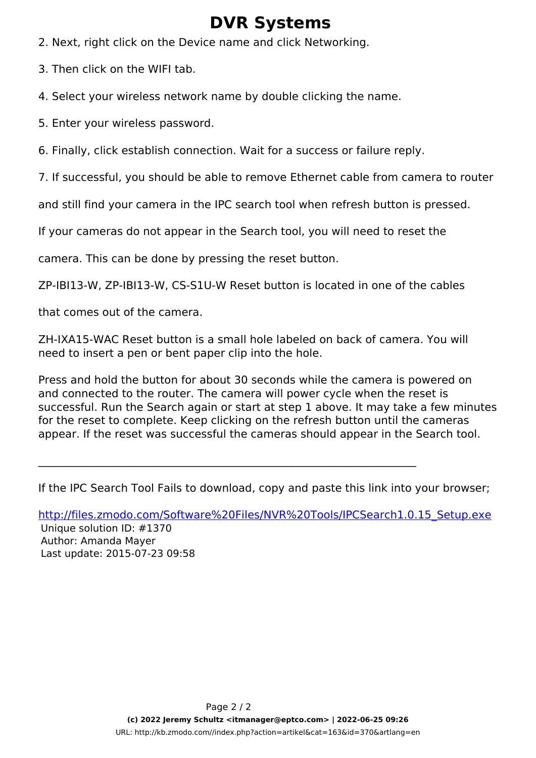2. Next, right click on the Device name and click Networking.

3. Then click on the WIFI tab.

4. Select your wireless network name by double clicking the name.

5. Enter your wireless password.

6. Finally, click establish connection. Wait for a success or failure reply.

7. If successful, you should be able to remove Ethernet cable from camera to router

and still find your camera in the IPC search tool when refresh button is pressed.

If your cameras do not appear in the Search tool, you will need to reset the

camera. This can be done by pressing the reset button.

ZP-IBI13-W, ZP-IBI13-W, CS-S1U-W Reset button is located in one of the cables

that comes out of the camera.

ZH-IXA15-WAC Reset button is a small hole labeled on back of camera. You will need to insert a pen or bent paper clip into the hole.

Press and hold the button for about 30 seconds while the camera is powered on and connected to the router. The camera will power cycle when the reset is successful. Run the Search again or start at step 1 above. It may take a few minutes for the reset to complete. Keep clicking on the refresh button until the cameras appear. If the reset was successful the cameras should appear in the Search tool.

---

If the IPC Search Tool Fails to download, copy and paste this link into your browser;

[http://files.zmodo.com/Software%20Files/NVR%20Tools/IPCSearch1.0.15_Setup.exe](http://files.zmodo.com/Software%20Files/NVR%20Tools/IPCSearch1.0.15_Setup.exe)

Unique solution ID: #1370
Author: Amanda Mayer
Last update: 2015-07-23 09:58